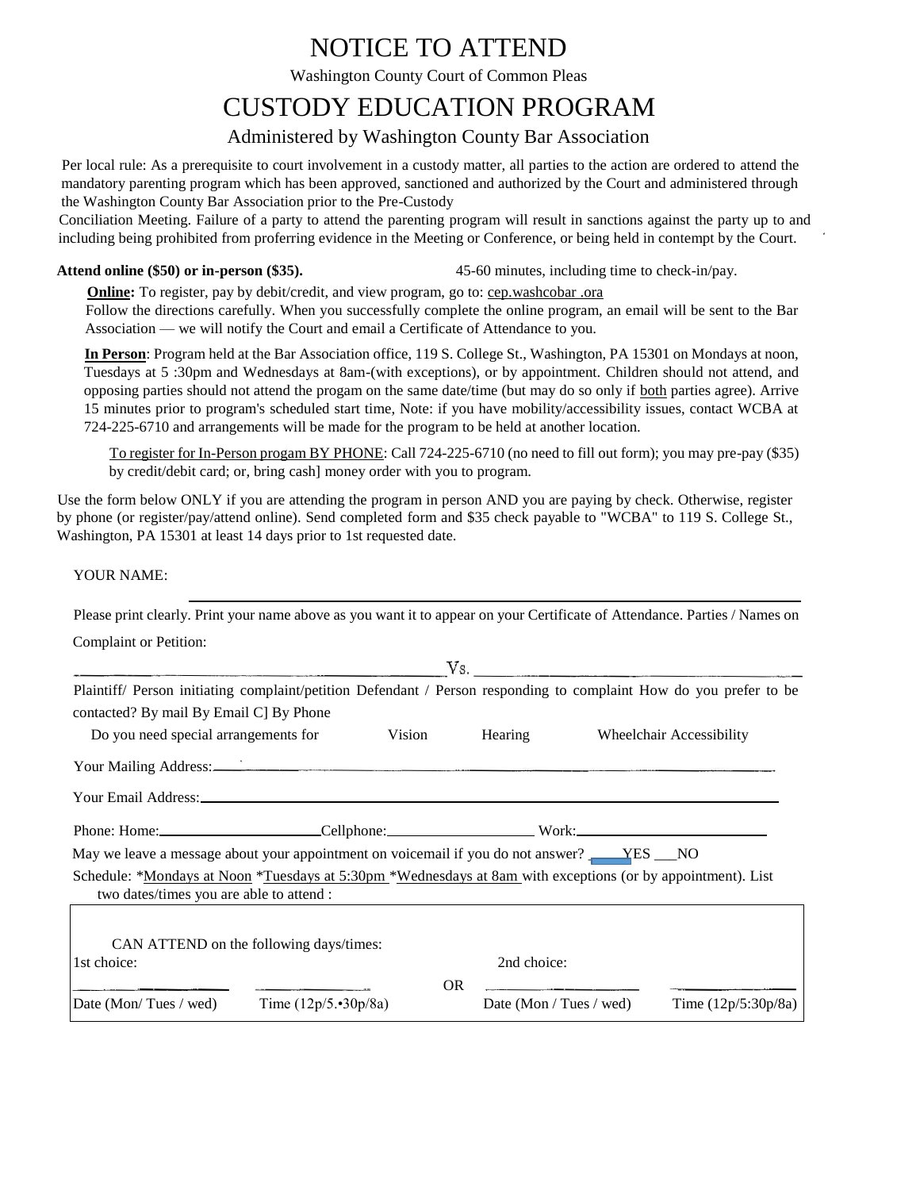# NOTICE TO ATTEND

Washington County Court of Common Pleas

# CUSTODY EDUCATION PROGRAM

Administered by Washington County Bar Association

Per local rule: As a prerequisite to court involvement in a custody matter, all parties to the action are ordered to attend the mandatory parenting program which has been approved, sanctioned and authorized by the Court and administered through the Washington County Bar Association prior to the Pre-Custody Conciliation Meeting. Failure of a party to attend the parenting program will result in sanctions against the party up to and including being prohibited from proferring evidence in the Meeting or Conference, or being held in contempt by the Court.

**Attend online ($50) or in-person ($35).** 45-60 minutes, including time to check-in/pay.

**Online:** To register, pay by debit/credit, and view program, go to: cep.washcobar .ora
Follow the directions carefully. When you successfully complete the online program, an email will be sent to the Bar Association — we will notify the Court and email a Certificate of Attendance to you.

**In Person**: Program held at the Bar Association office, 119 S. College St., Washington, PA 15301 on Mondays at noon, Tuesdays at 5 :30pm and Wednesdays at 8am-(with exceptions), or by appointment. Children should not attend, and opposing parties should not attend the progam on the same date/time (but may do so only if both parties agree). Arrive 15 minutes prior to program's scheduled start time, Note: if you have mobility/accessibility issues, contact WCBA at 724-225-6710 and arrangements will be made for the program to be held at another location.

To register for In-Person progam BY PHONE: Call 724-225-6710 (no need to fill out form); you may pre-pay ($35) by credit/debit card; or, bring cash] money order with you to program.

Use the form below ONLY if you are attending the program in person AND you are paying by check. Otherwise, register by phone (or register/pay/attend online). Send completed form and $35 check payable to "WCBA" to 119 S. College St., Washington, PA 15301 at least 14 days prior to 1st requested date.

YOUR NAME: ______________________________

Please print clearly. Print your name above as you want it to appear on your Certificate of Attendance. Parties / Names on Complaint or Petition:

______________________ Vs. ______________________

Plaintiff/ Person initiating complaint/petition Defendant / Person responding to complaint How do you prefer to be contacted? By mail By Email C] By Phone

Do you need special arrangements for Vision Hearing Wheelchair Accessibility

Your Mailing Address: ______________________________

Your Email Address: ______________________________

Phone: Home: ______________ Cellphone: ______________ Work: ______________

May we leave a message about your appointment on voicemail if you do not answer? ___YES ___NO

Schedule: *Mondays at Noon *Tuesdays at 5:30pm *Wednesdays at 8am with exceptions (or by appointment). List two dates/times you are able to attend :

CAN ATTEND on the following days/times:

| 1st choice: | | | 2nd choice: | |
|---|---|---|---|---|
| ________ | ________ | OR | ________ | ________ |
| Date (Mon/ Tues / wed) | Time (12p/5.•30p/8a) | | Date (Mon / Tues / wed) | Time (12p/5:30p/8a) |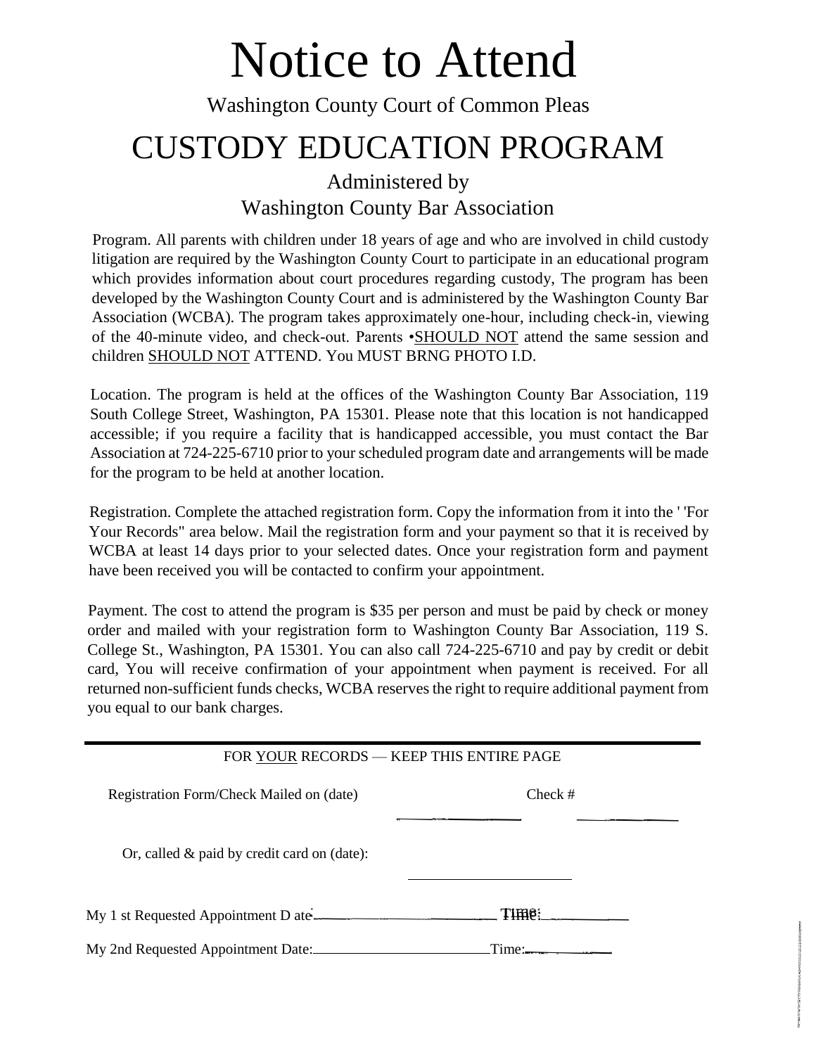# Notice to Attend

Washington County Court of Common Pleas

# CUSTODY EDUCATION PROGRAM

Administered by
Washington County Bar Association

Program. All parents with children under 18 years of age and who are involved in child custody litigation are required by the Washington County Court to participate in an educational program which provides information about court procedures regarding custody, The program has been developed by the Washington County Court and is administered by the Washington County Bar Association (WCBA). The program takes approximately one-hour, including check-in, viewing of the 40-minute video, and check-out. Parents •SHOULD NOT attend the same session and children SHOULD NOT ATTEND. You MUST BRNG PHOTO I.D.

Location. The program is held at the offices of the Washington County Bar Association, 119 South College Street, Washington, PA 15301. Please note that this location is not handicapped accessible; if you require a facility that is handicapped accessible, you must contact the Bar Association at 724-225-6710 prior to your scheduled program date and arrangements will be made for the program to be held at another location.

Registration. Complete the attached registration form. Copy the information from it into the ' 'For Your Records" area below. Mail the registration form and your payment so that it is received by WCBA at least 14 days prior to your selected dates. Once your registration form and payment have been received you will be contacted to confirm your appointment.

Payment. The cost to attend the program is $35 per person and must be paid by check or money order and mailed with your registration form to Washington County Bar Association, 119 S. College St., Washington, PA 15301. You can also call 724-225-6710 and pay by credit or debit card, You will receive confirmation of your appointment when payment is received. For all returned non-sufficient funds checks, WCBA reserves the right to require additional payment from you equal to our bank charges.

---

FOR YOUR RECORDS — KEEP THIS ENTIRE PAGE

Registration Form/Check Mailed on (date) ____________ Check # ____________

Or, called & paid by credit card on (date): ____________

My 1 st Requested Appointment D ate: ____________________ Time: ____________

My 2nd Requested Appointment Date: ____________________ Time: ____________